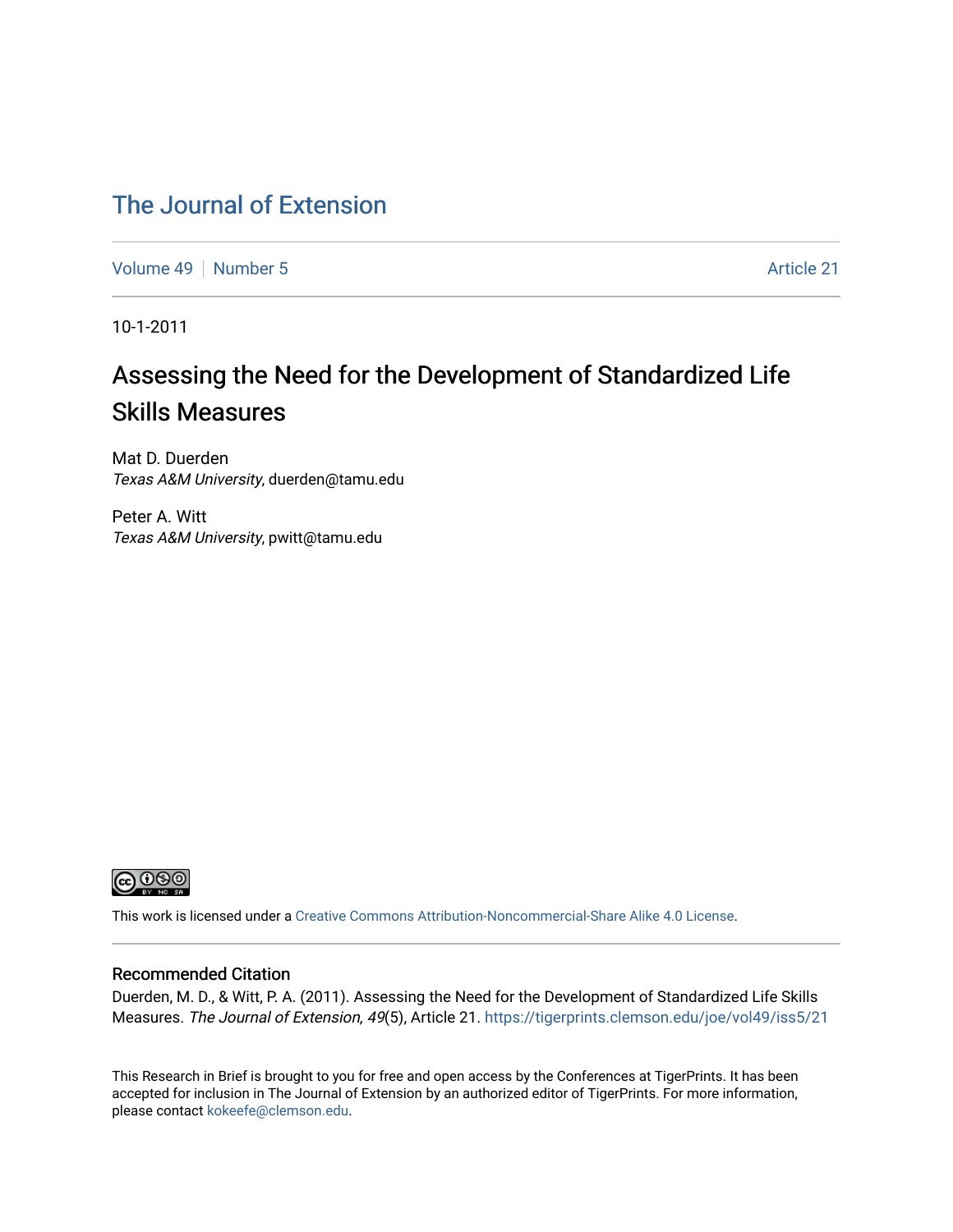# The Journal of Extension

Volume 49 | Number 5 | Article 21

10-1-2011

## Assessing the Need for the Development of Standardized Life Skills Measures

Mat D. Duerden
*Texas A&M University*, duerden@tamu.edu

Peter A. Witt
*Texas A&M University*, pwitt@tamu.edu

This work is licensed under a Creative Commons Attribution-Noncommercial-Share Alike 4.0 License.

### Recommended Citation

Duerden, M. D., & Witt, P. A. (2011). Assessing the Need for the Development of Standardized Life Skills Measures. *The Journal of Extension, 49*(5), Article 21. https://tigerprints.clemson.edu/joe/vol49/iss5/21

This Research in Brief is brought to you for free and open access by the Conferences at TigerPrints. It has been accepted for inclusion in The Journal of Extension by an authorized editor of TigerPrints. For more information, please contact kokeefe@clemson.edu.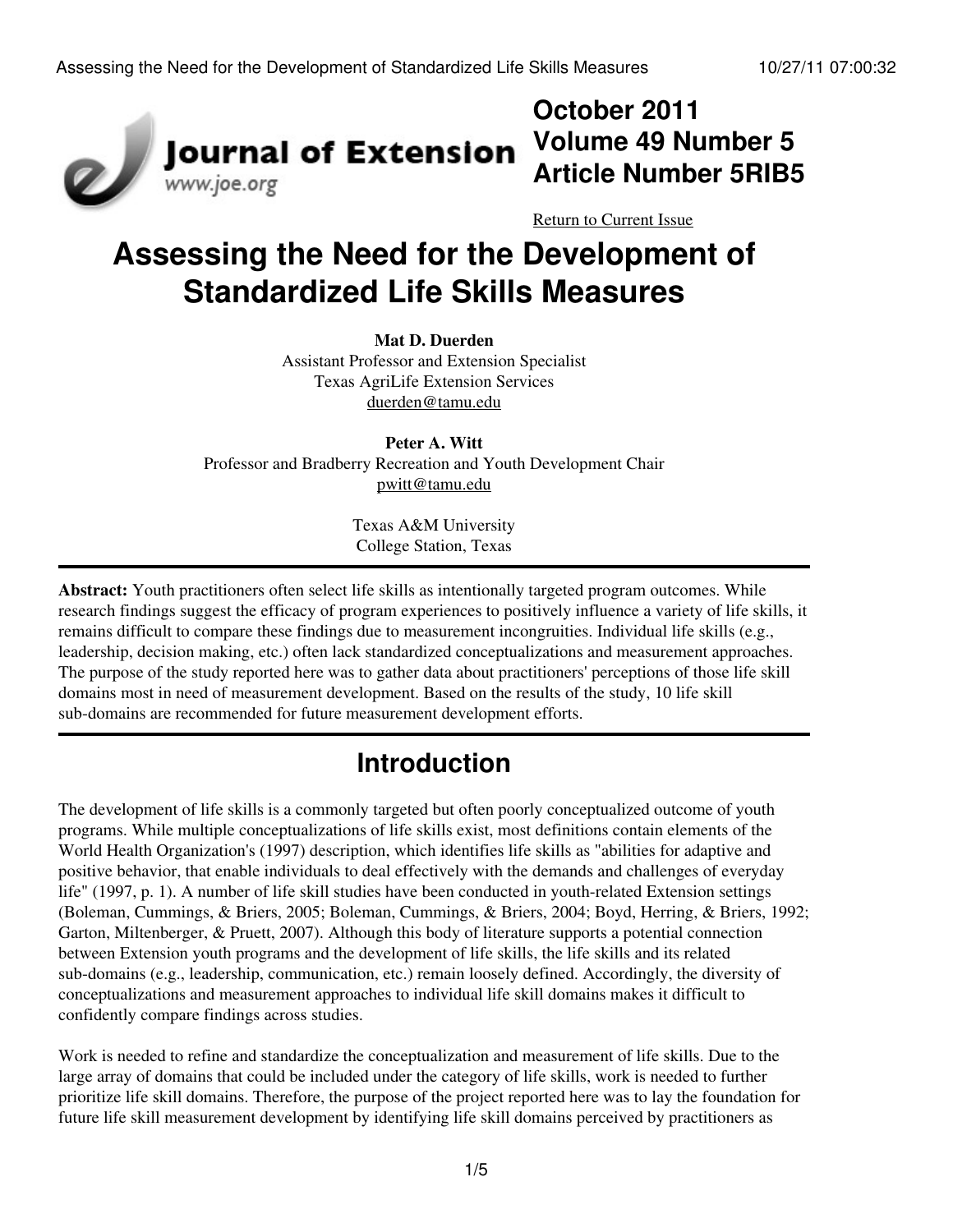October 2011
Volume 49 Number 5
Article Number 5RIB5

Return to Current Issue

# Assessing the Need for the Development of Standardized Life Skills Measures

**Mat D. Duerden**
Assistant Professor and Extension Specialist
Texas AgriLife Extension Services
duerden@tamu.edu

**Peter A. Witt**
Professor and Bradberry Recreation and Youth Development Chair
pwitt@tamu.edu

Texas A&M University
College Station, Texas

---

**Abstract:** Youth practitioners often select life skills as intentionally targeted program outcomes. While research findings suggest the efficacy of program experiences to positively influence a variety of life skills, it remains difficult to compare these findings due to measurement incongruities. Individual life skills (e.g., leadership, decision making, etc.) often lack standardized conceptualizations and measurement approaches. The purpose of the study reported here was to gather data about practitioners' perceptions of those life skill domains most in need of measurement development. Based on the results of the study, 10 life skill sub-domains are recommended for future measurement development efforts.

---

## Introduction

The development of life skills is a commonly targeted but often poorly conceptualized outcome of youth programs. While multiple conceptualizations of life skills exist, most definitions contain elements of the World Health Organization's (1997) description, which identifies life skills as "abilities for adaptive and positive behavior, that enable individuals to deal effectively with the demands and challenges of everyday life" (1997, p. 1). A number of life skill studies have been conducted in youth-related Extension settings (Boleman, Cummings, & Briers, 2005; Boleman, Cummings, & Briers, 2004; Boyd, Herring, & Briers, 1992; Garton, Miltenberger, & Pruett, 2007). Although this body of literature supports a potential connection between Extension youth programs and the development of life skills, the life skills and its related sub-domains (e.g., leadership, communication, etc.) remain loosely defined. Accordingly, the diversity of conceptualizations and measurement approaches to individual life skill domains makes it difficult to confidently compare findings across studies.

Work is needed to refine and standardize the conceptualization and measurement of life skills. Due to the large array of domains that could be included under the category of life skills, work is needed to further prioritize life skill domains. Therefore, the purpose of the project reported here was to lay the foundation for future life skill measurement development by identifying life skill domains perceived by practitioners as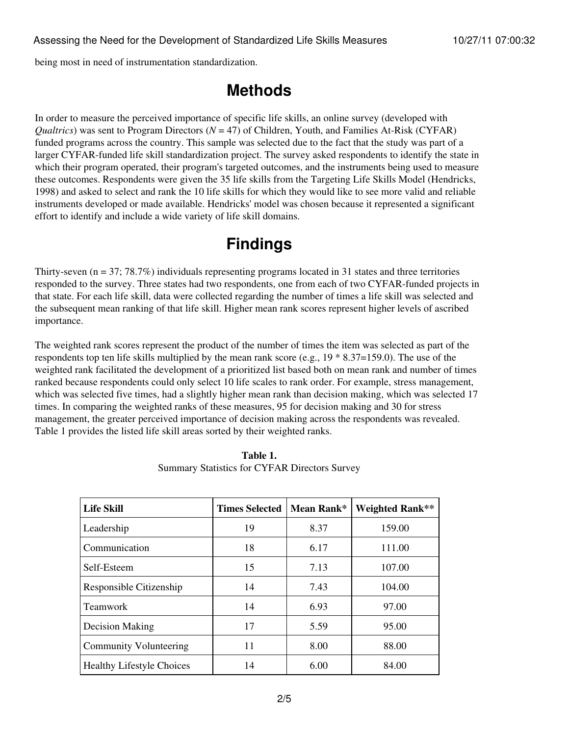being most in need of instrumentation standardization.

# Methods

In order to measure the perceived importance of specific life skills, an online survey (developed with *Qualtrics*) was sent to Program Directors ($N = 47$) of Children, Youth, and Families At-Risk (CYFAR) funded programs across the country. This sample was selected due to the fact that the study was part of a larger CYFAR-funded life skill standardization project. The survey asked respondents to identify the state in which their program operated, their program's targeted outcomes, and the instruments being used to measure these outcomes. Respondents were given the 35 life skills from the Targeting Life Skills Model (Hendricks, 1998) and asked to select and rank the 10 life skills for which they would like to see more valid and reliable instruments developed or made available. Hendricks' model was chosen because it represented a significant effort to identify and include a wide variety of life skill domains.

# Findings

Thirty-seven ($n = 37$; 78.7%) individuals representing programs located in 31 states and three territories responded to the survey. Three states had two respondents, one from each of two CYFAR-funded projects in that state. For each life skill, data were collected regarding the number of times a life skill was selected and the subsequent mean ranking of that life skill. Higher mean rank scores represent higher levels of ascribed importance.

The weighted rank scores represent the product of the number of times the item was selected as part of the respondents top ten life skills multiplied by the mean rank score (e.g., $19 * 8.37=159.0$). The use of the weighted rank facilitated the development of a prioritized list based both on mean rank and number of times ranked because respondents could only select 10 life scales to rank order. For example, stress management, which was selected five times, had a slightly higher mean rank than decision making, which was selected 17 times. In comparing the weighted ranks of these measures, 95 for decision making and 30 for stress management, the greater perceived importance of decision making across the respondents was revealed. Table 1 provides the listed life skill areas sorted by their weighted ranks.

**Table 1.**
Summary Statistics for CYFAR Directors Survey

| Life Skill | Times Selected | Mean Rank* | Weighted Rank** |
|---|---|---|---|
| Leadership | 19 | 8.37 | 159.00 |
| Communication | 18 | 6.17 | 111.00 |
| Self-Esteem | 15 | 7.13 | 107.00 |
| Responsible Citizenship | 14 | 7.43 | 104.00 |
| Teamwork | 14 | 6.93 | 97.00 |
| Decision Making | 17 | 5.59 | 95.00 |
| Community Volunteering | 11 | 8.00 | 88.00 |
| Healthy Lifestyle Choices | 14 | 6.00 | 84.00 |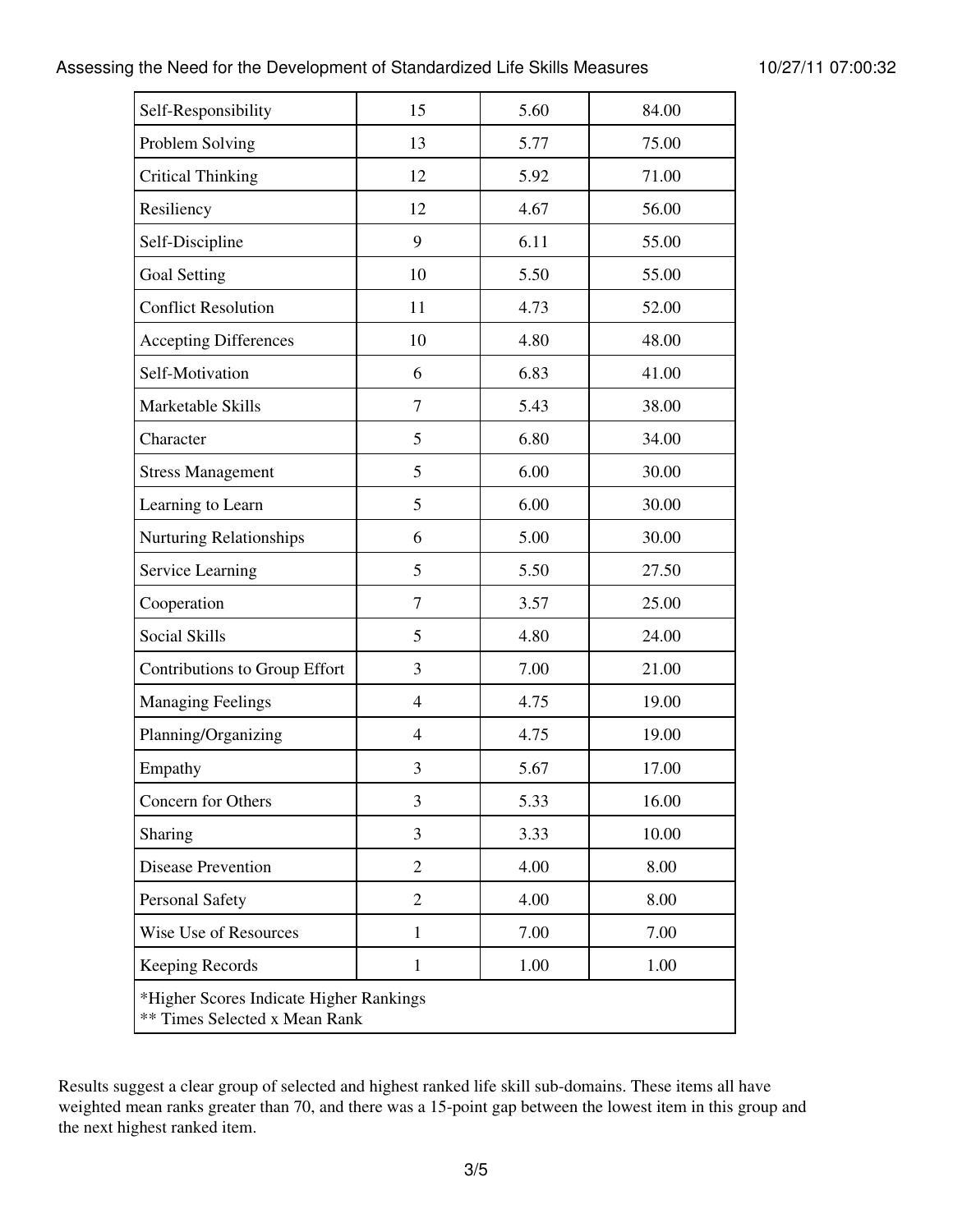| | | | |
|---|---|---|---|
| Self-Responsibility | 15 | 5.60 | 84.00 |
| Problem Solving | 13 | 5.77 | 75.00 |
| Critical Thinking | 12 | 5.92 | 71.00 |
| Resiliency | 12 | 4.67 | 56.00 |
| Self-Discipline | 9 | 6.11 | 55.00 |
| Goal Setting | 10 | 5.50 | 55.00 |
| Conflict Resolution | 11 | 4.73 | 52.00 |
| Accepting Differences | 10 | 4.80 | 48.00 |
| Self-Motivation | 6 | 6.83 | 41.00 |
| Marketable Skills | 7 | 5.43 | 38.00 |
| Character | 5 | 6.80 | 34.00 |
| Stress Management | 5 | 6.00 | 30.00 |
| Learning to Learn | 5 | 6.00 | 30.00 |
| Nurturing Relationships | 6 | 5.00 | 30.00 |
| Service Learning | 5 | 5.50 | 27.50 |
| Cooperation | 7 | 3.57 | 25.00 |
| Social Skills | 5 | 4.80 | 24.00 |
| Contributions to Group Effort | 3 | 7.00 | 21.00 |
| Managing Feelings | 4 | 4.75 | 19.00 |
| Planning/Organizing | 4 | 4.75 | 19.00 |
| Empathy | 3 | 5.67 | 17.00 |
| Concern for Others | 3 | 5.33 | 16.00 |
| Sharing | 3 | 3.33 | 10.00 |
| Disease Prevention | 2 | 4.00 | 8.00 |
| Personal Safety | 2 | 4.00 | 8.00 |
| Wise Use of Resources | 1 | 7.00 | 7.00 |
| Keeping Records | 1 | 1.00 | 1.00 |
| *Higher Scores Indicate Higher Rankings<br>** Times Selected x Mean Rank | | | |

Results suggest a clear group of selected and highest ranked life skill sub-domains. These items all have weighted mean ranks greater than 70, and there was a 15-point gap between the lowest item in this group and the next highest ranked item.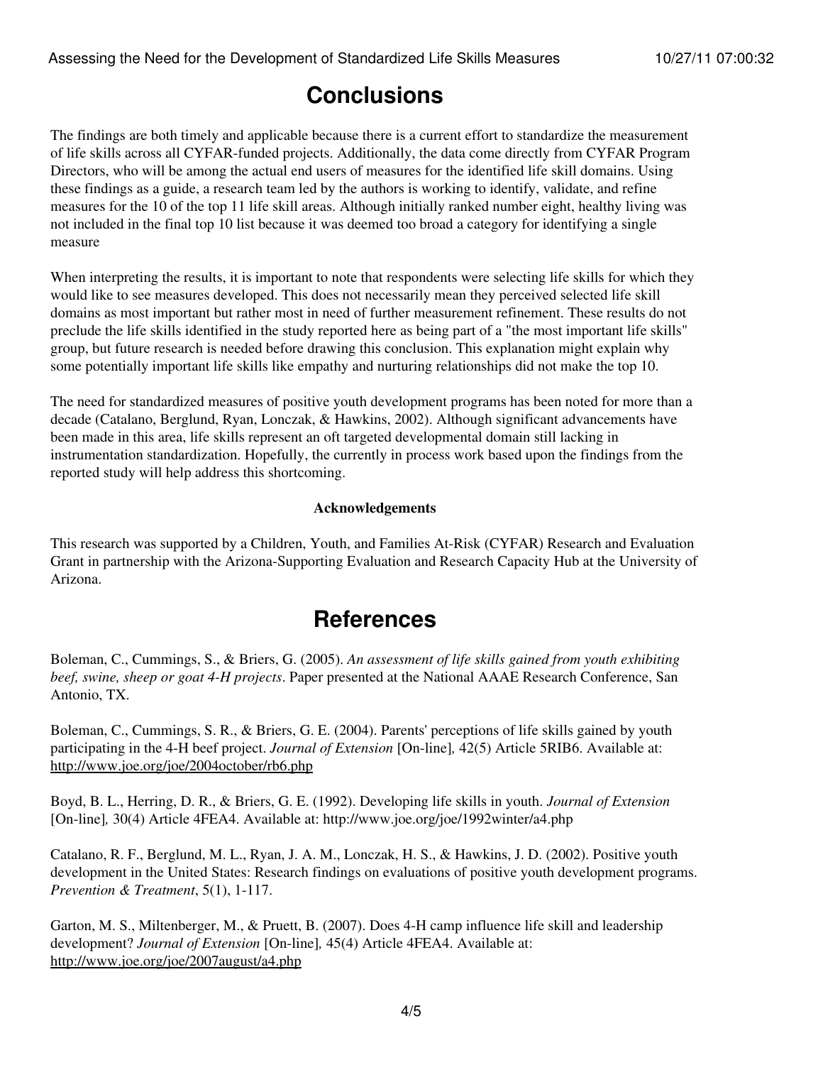## Conclusions

The findings are both timely and applicable because there is a current effort to standardize the measurement of life skills across all CYFAR-funded projects. Additionally, the data come directly from CYFAR Program Directors, who will be among the actual end users of measures for the identified life skill domains. Using these findings as a guide, a research team led by the authors is working to identify, validate, and refine measures for the 10 of the top 11 life skill areas. Although initially ranked number eight, healthy living was not included in the final top 10 list because it was deemed too broad a category for identifying a single measure

When interpreting the results, it is important to note that respondents were selecting life skills for which they would like to see measures developed. This does not necessarily mean they perceived selected life skill domains as most important but rather most in need of further measurement refinement. These results do not preclude the life skills identified in the study reported here as being part of a "the most important life skills" group, but future research is needed before drawing this conclusion. This explanation might explain why some potentially important life skills like empathy and nurturing relationships did not make the top 10.

The need for standardized measures of positive youth development programs has been noted for more than a decade (Catalano, Berglund, Ryan, Lonczak, & Hawkins, 2002). Although significant advancements have been made in this area, life skills represent an oft targeted developmental domain still lacking in instrumentation standardization. Hopefully, the currently in process work based upon the findings from the reported study will help address this shortcoming.

**Acknowledgements**

This research was supported by a Children, Youth, and Families At-Risk (CYFAR) Research and Evaluation Grant in partnership with the Arizona-Supporting Evaluation and Research Capacity Hub at the University of Arizona.

## References

Boleman, C., Cummings, S., & Briers, G. (2005). *An assessment of life skills gained from youth exhibiting beef, swine, sheep or goat 4-H projects*. Paper presented at the National AAAE Research Conference, San Antonio, TX.

Boleman, C., Cummings, S. R., & Briers, G. E. (2004). Parents' perceptions of life skills gained by youth participating in the 4-H beef project. *Journal of Extension* [On-line]*,* 42(5) Article 5RIB6. Available at: http://www.joe.org/joe/2004october/rb6.php

Boyd, B. L., Herring, D. R., & Briers, G. E. (1992). Developing life skills in youth. *Journal of Extension* [On-line]*,* 30(4) Article 4FEA4. Available at: http://www.joe.org/joe/1992winter/a4.php

Catalano, R. F., Berglund, M. L., Ryan, J. A. M., Lonczak, H. S., & Hawkins, J. D. (2002). Positive youth development in the United States: Research findings on evaluations of positive youth development programs. *Prevention & Treatment*, 5(1), 1-117.

Garton, M. S., Miltenberger, M., & Pruett, B. (2007). Does 4-H camp influence life skill and leadership development? *Journal of Extension* [On-line]*,* 45(4) Article 4FEA4. Available at: http://www.joe.org/joe/2007august/a4.php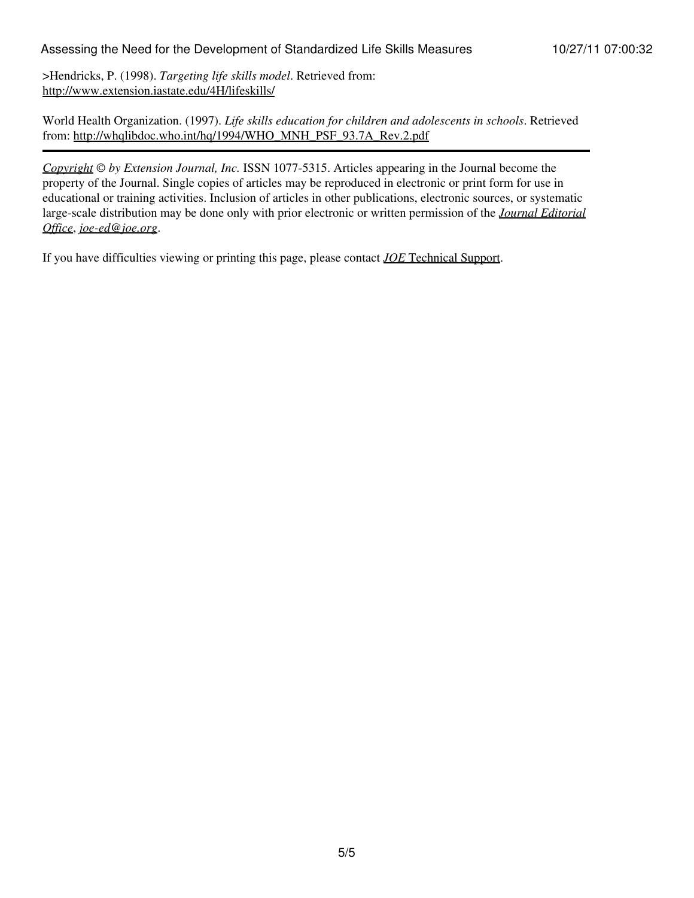>Hendricks, P. (1998). *Targeting life skills model*. Retrieved from: http://www.extension.iastate.edu/4H/lifeskills/

World Health Organization. (1997). *Life skills education for children and adolescents in schools*. Retrieved from: http://whqlibdoc.who.int/hq/1994/WHO_MNH_PSF_93.7A_Rev.2.pdf

---

*Copyright* © *by Extension Journal, Inc.* ISSN 1077-5315. Articles appearing in the Journal become the property of the Journal. Single copies of articles may be reproduced in electronic or print form for use in educational or training activities. Inclusion of articles in other publications, electronic sources, or systematic large-scale distribution may be done only with prior electronic or written permission of the *Journal Editorial Office*, *joe-ed@joe.org*.

If you have difficulties viewing or printing this page, please contact *JOE* Technical Support.